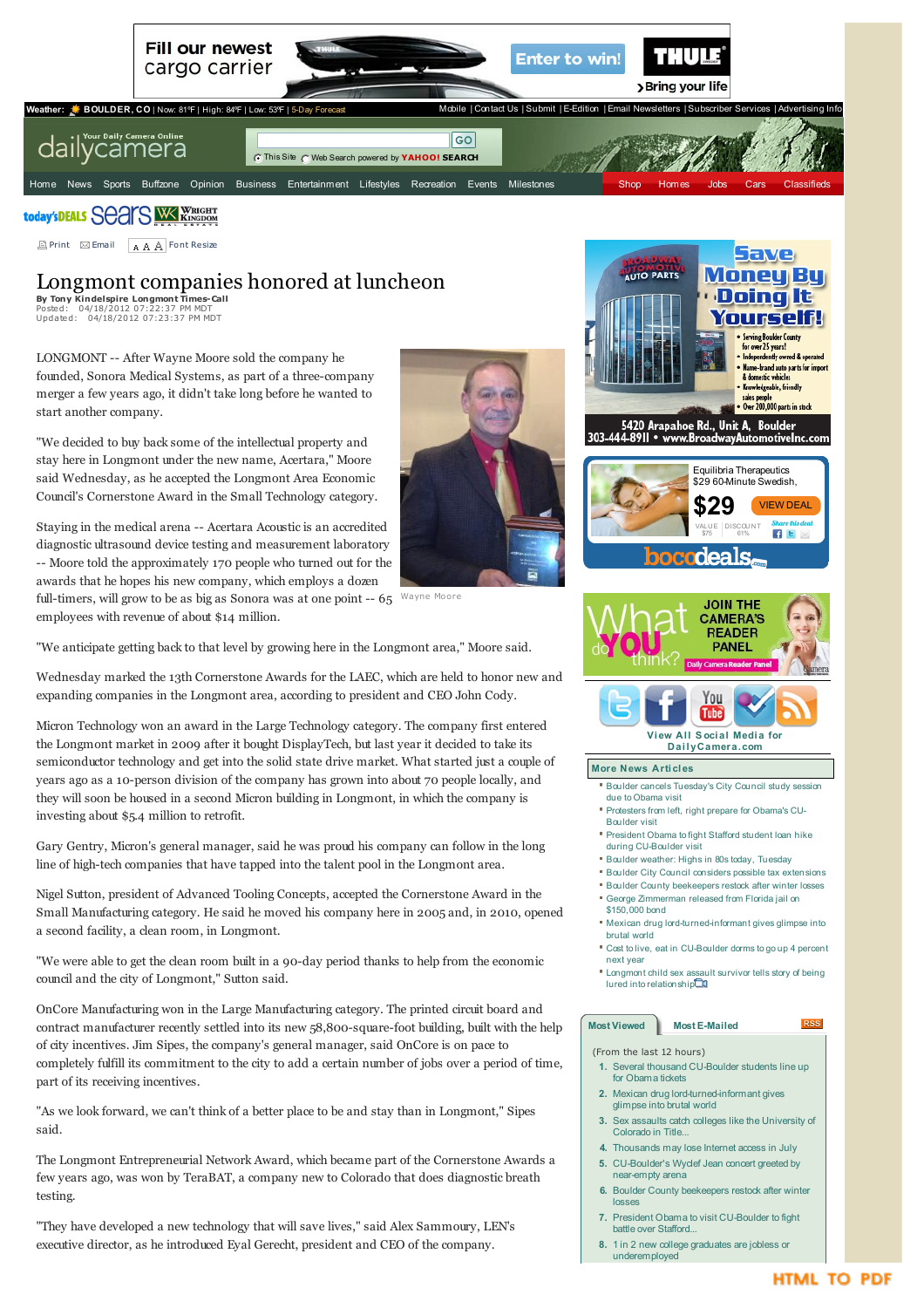# Longmont companies honored at luncheon

**By Tony Kindelspire Longmont Times-Call**
Posted: 04/18/2012 07:22:37 PM MDT
Updated: 04/18/2012 07:23:37 PM MDT

LONGMONT -- After Wayne Moore sold the company he founded, Sonora Medical Systems, as part of a three-company merger a few years ago, it didn't take long before he wanted to start another company.

"We decided to buy back some of the intellectual property and stay here in Longmont under the new name, Acertara," Moore said Wednesday, as he accepted the Longmont Area Economic Council's Cornerstone Award in the Small Technology category.

Staying in the medical arena -- Acertara Acoustic is an accredited diagnostic ultrasound device testing and measurement laboratory -- Moore told the approximately 170 people who turned out for the awards that he hopes his new company, which employs a dozen full-timers, will grow to be as big as Sonora was at one point -- 65 employees with revenue of about $14 million.

Wayne Moore

"We anticipate getting back to that level by growing here in the Longmont area," Moore said.

Wednesday marked the 13th Cornerstone Awards for the LAEC, which are held to honor new and expanding companies in the Longmont area, according to president and CEO John Cody.

Micron Technology won an award in the Large Technology category. The company first entered the Longmont market in 2009 after it bought DisplayTech, but last year it decided to take its semiconductor technology and get into the solid state drive market. What started just a couple of years ago as a 10-person division of the company has grown into about 70 people locally, and they will soon be housed in a second Micron building in Longmont, in which the company is investing about $5.4 million to retrofit.

Gary Gentry, Micron's general manager, said he was proud his company can follow in the long line of high-tech companies that have tapped into the talent pool in the Longmont area.

Nigel Sutton, president of Advanced Tooling Concepts, accepted the Cornerstone Award in the Small Manufacturing category. He said he moved his company here in 2005 and, in 2010, opened a second facility, a clean room, in Longmont.

"We were able to get the clean room built in a 90-day period thanks to help from the economic council and the city of Longmont," Sutton said.

OnCore Manufacturing won in the Large Manufacturing category. The printed circuit board and contract manufacturer recently settled into its new 58,800-square-foot building, built with the help of city incentives. Jim Sipes, the company's general manager, said OnCore is on pace to completely fulfill its commitment to the city to add a certain number of jobs over a period of time, part of its receiving incentives.

"As we look forward, we can't think of a better place to be and stay than in Longmont," Sipes said.

The Longmont Entrepreneurial Network Award, which became part of the Cornerstone Awards a few years ago, was won by TeraBAT, a company new to Colorado that does diagnostic breath testing.

"They have developed a new technology that will save lives," said Alex Sammoury, LEN's executive director, as he introduced Eyal Gerecht, president and CEO of the company.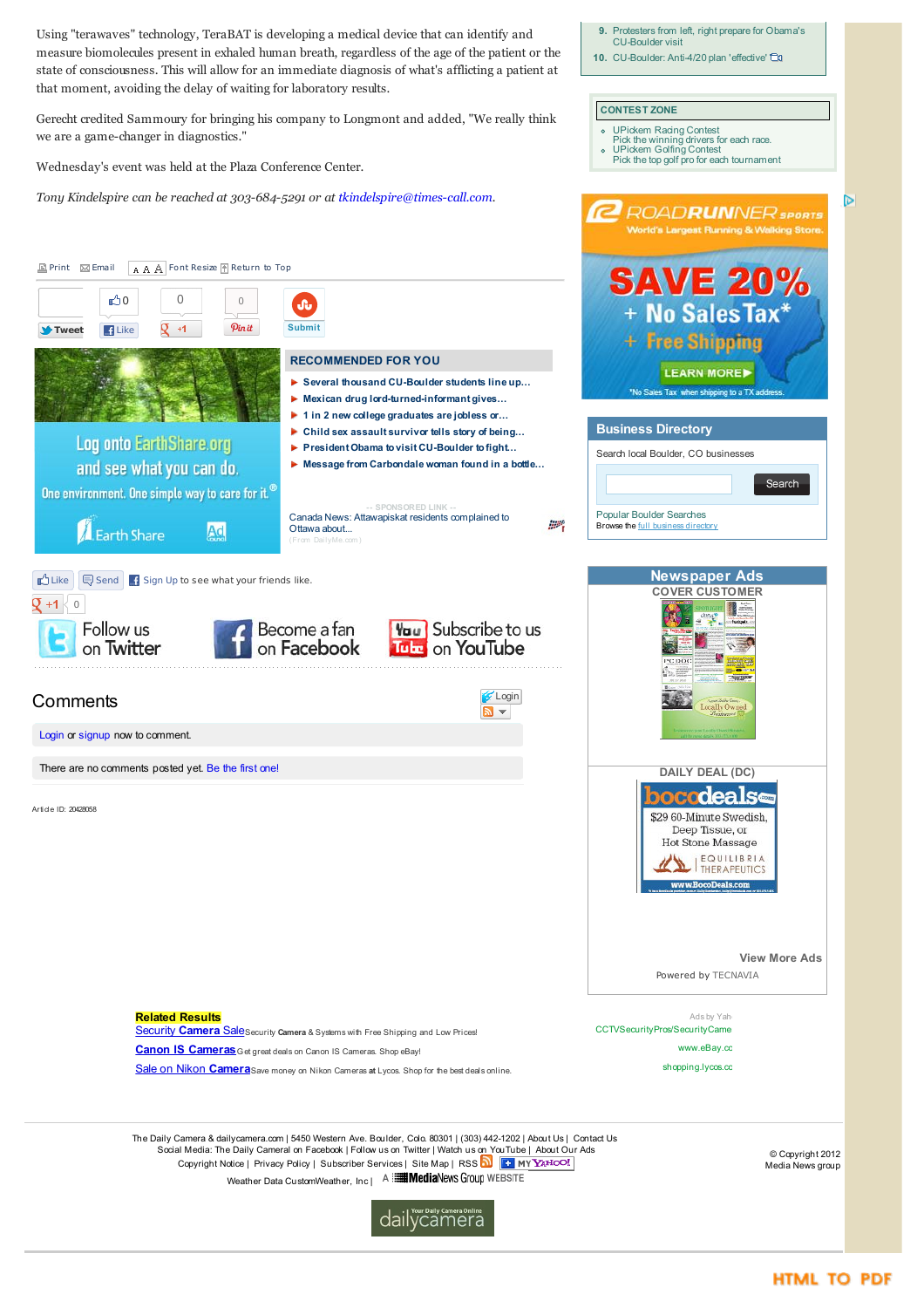Using "terawaves" technology, TeraBAT is developing a medical device that can identify and measure biomolecules present in exhaled human breath, regardless of the age of the patient or the state of consciousness. This will allow for an immediate diagnosis of what's afflicting a patient at that moment, avoiding the delay of waiting for laboratory results.

Gerecht credited Sammoury for bringing his company to Longmont and added, "We really think we are a game-changer in diagnostics."

Wednesday's event was held at the Plaza Conference Center.

*Tony Kindelspire can be reached at 303-684-5291 or at tkindelspire@times-call.com.*

Print Email A A A Font Resize Return to Top

Tweet | 0 Like | 0 +1 | 0 Pin it | Submit

## RECOMMENDED FOR YOU

- Several thousand CU-Boulder students line up...
- Mexican drug lord-turned-informant gives...
- 1 in 2 new college graduates are jobless or...
- Child sex assault survivor tells story of being...
- President Obama to visit CU-Boulder to fight...
- Message from Carbondale woman found in a bottle...

-- SPONSORED LINK --

Canada News: Attawapiskat residents complained to Ottawa about...
(From DailyMe.com)

Log onto EarthShare.org and see what you can do. One environment. One simple way to care for it.® Earth Share

Like Send Sign Up to see what your friends like.

+1 0

Follow us on Twitter | Become a fan on Facebook | Subscribe to us on YouTube

## Comments

Login

Login or signup now to comment.

There are no comments posted yet. Be the first one!

Article ID: 20428058

9. Protesters from left, right prepare for Obama's CU-Boulder visit
10. CU-Boulder: Anti-4/20 plan 'effective'

**CONTEST ZONE**

- UPickem Racing Contest
  Pick the winning drivers for each race.
- UPickem Golfing Contest
  Pick the top golf pro for each tournament

ROADRUNNER SPORTS World's Largest Running & Walking Store. SAVE 20% + No Sales Tax* + Free Shipping LEARN MORE *No Sales Tax when shipping to a TX address.

**Business Directory**

Search local Boulder, CO businesses

Search

Popular Boulder Searches
Browse the full business directory

**Newspaper Ads**

COVER CUSTOMER

DAILY DEAL (DC)

bocodeals.com $29 60-Minute Swedish, Deep Tissue, or Hot Stone Massage EQUILIBRIA THERAPEUTICS www.BocoDeals.com

View More Ads

Powered by TECNAVIA

**Related Results**

Security Camera Sale Security Camera & Systems with Free Shipping and Low Prices! — CCTVSecurityPros/SecurityCame

Canon IS Cameras Get great deals on Canon IS Cameras. Shop eBay! — www.eBay.cc

Sale on Nikon Camera Save money on Nikon Cameras at Lycos. Shop for the best deals online. — shopping.lycos.cc

Ads by Yahoo

The Daily Camera & dailycamera.com | 5450 Western Ave. Boulder, Colo. 80301 | (303) 442-1202 | About Us | Contact Us
Social Media: The Daily Cameral on Facebook | Follow us on Twitter | Watch us on YouTube | About Our Ads
Copyright Notice | Privacy Policy | Subscriber Services | Site Map | RSS | MY YAHOO!
Weather Data CustomWeather, Inc | A MediaNews Group WEBSITE

© Copyright 2012 Media News group

dailycamera